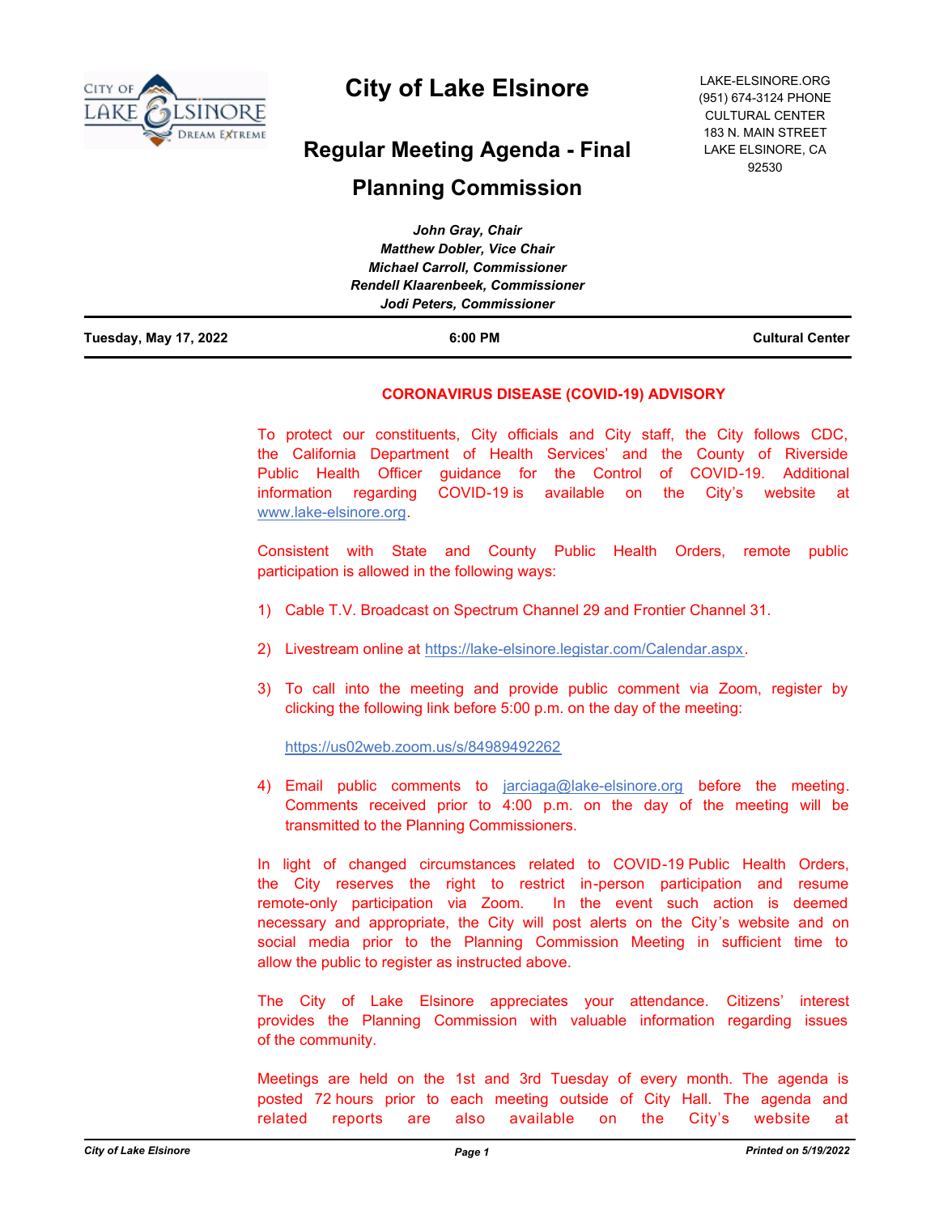# City of Lake Elsinore

LAKE-ELSINORE.ORG
(951) 674-3124 PHONE
CULTURAL CENTER
183 N. MAIN STREET
LAKE ELSINORE, CA
92530

## Regular Meeting Agenda - Final

## Planning Commission

*John Gray, Chair*
*Matthew Dobler, Vice Chair*
*Michael Carroll, Commissioner*
*Rendell Klaarenbeek, Commissioner*
*Jodi Peters, Commissioner*

**Tuesday, May 17, 2022** | **6:00 PM** | **Cultural Center**

### CORONAVIRUS DISEASE (COVID-19) ADVISORY

To protect our constituents, City officials and City staff, the City follows CDC, the California Department of Health Services' and the County of Riverside Public Health Officer guidance for the Control of COVID-19. Additional information regarding COVID-19 is available on the City's website at www.lake-elsinore.org.

Consistent with State and County Public Health Orders, remote public participation is allowed in the following ways:

1) Cable T.V. Broadcast on Spectrum Channel 29 and Frontier Channel 31.

2) Livestream online at https://lake-elsinore.legistar.com/Calendar.aspx.

3) To call into the meeting and provide public comment via Zoom, register by clicking the following link before 5:00 p.m. on the day of the meeting:

   https://us02web.zoom.us/s/84989492262

4) Email public comments to jarciaga@lake-elsinore.org before the meeting. Comments received prior to 4:00 p.m. on the day of the meeting will be transmitted to the Planning Commissioners.

In light of changed circumstances related to COVID-19 Public Health Orders, the City reserves the right to restrict in-person participation and resume remote-only participation via Zoom. In the event such action is deemed necessary and appropriate, the City will post alerts on the City's website and on social media prior to the Planning Commission Meeting in sufficient time to allow the public to register as instructed above.

The City of Lake Elsinore appreciates your attendance. Citizens' interest provides the Planning Commission with valuable information regarding issues of the community.

Meetings are held on the 1st and 3rd Tuesday of every month. The agenda is posted 72 hours prior to each meeting outside of City Hall. The agenda and related reports are also available on the City's website at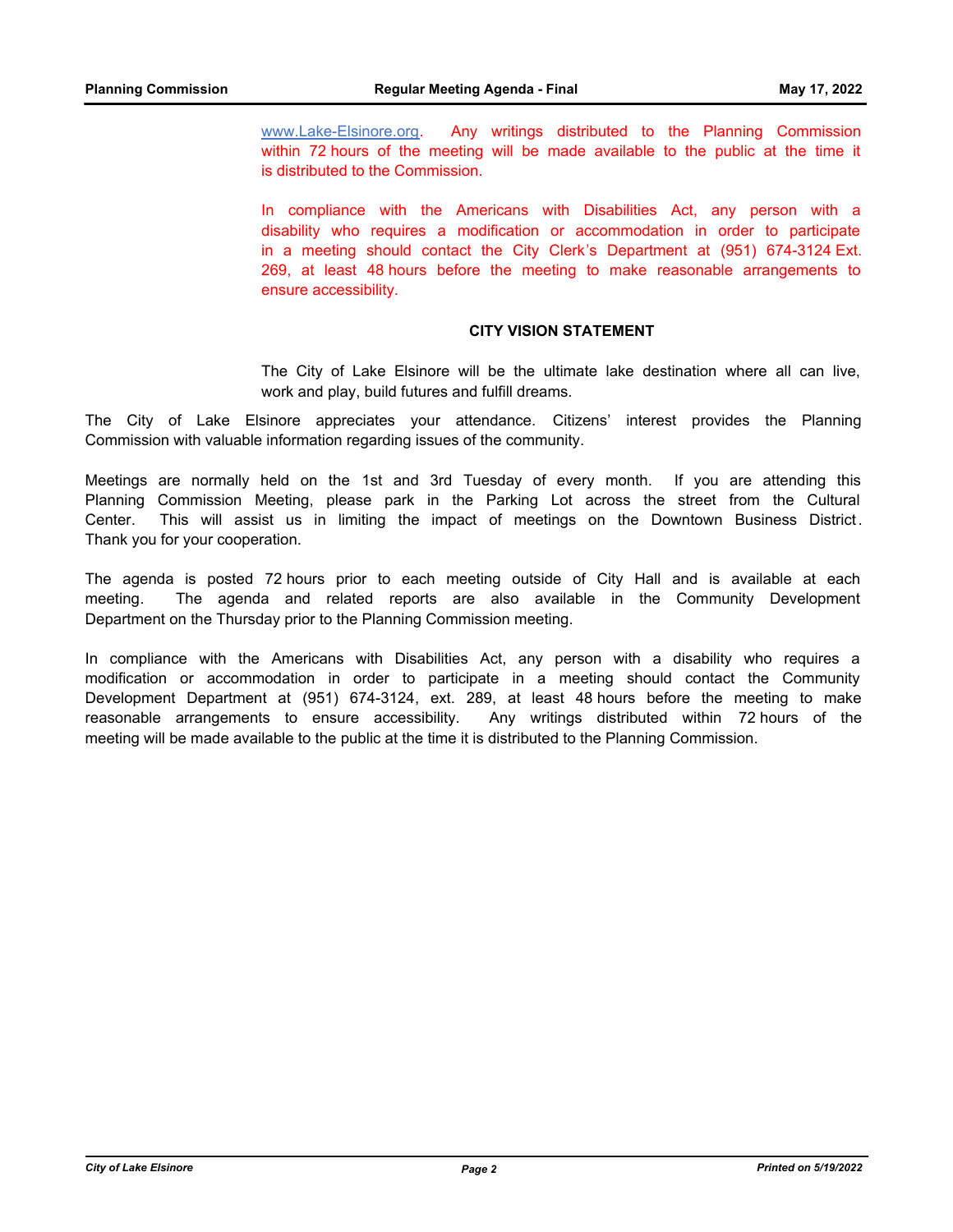www.Lake-Elsinore.org. Any writings distributed to the Planning Commission within 72 hours of the meeting will be made available to the public at the time it is distributed to the Commission.

In compliance with the Americans with Disabilities Act, any person with a disability who requires a modification or accommodation in order to participate in a meeting should contact the City Clerk's Department at (951) 674-3124 Ext. 269, at least 48 hours before the meeting to make reasonable arrangements to ensure accessibility.

**CITY VISION STATEMENT**

The City of Lake Elsinore will be the ultimate lake destination where all can live, work and play, build futures and fulfill dreams.

The City of Lake Elsinore appreciates your attendance. Citizens' interest provides the Planning Commission with valuable information regarding issues of the community.

Meetings are normally held on the 1st and 3rd Tuesday of every month. If you are attending this Planning Commission Meeting, please park in the Parking Lot across the street from the Cultural Center. This will assist us in limiting the impact of meetings on the Downtown Business District. Thank you for your cooperation.

The agenda is posted 72 hours prior to each meeting outside of City Hall and is available at each meeting. The agenda and related reports are also available in the Community Development Department on the Thursday prior to the Planning Commission meeting.

In compliance with the Americans with Disabilities Act, any person with a disability who requires a modification or accommodation in order to participate in a meeting should contact the Community Development Department at (951) 674-3124, ext. 289, at least 48 hours before the meeting to make reasonable arrangements to ensure accessibility. Any writings distributed within 72 hours of the meeting will be made available to the public at the time it is distributed to the Planning Commission.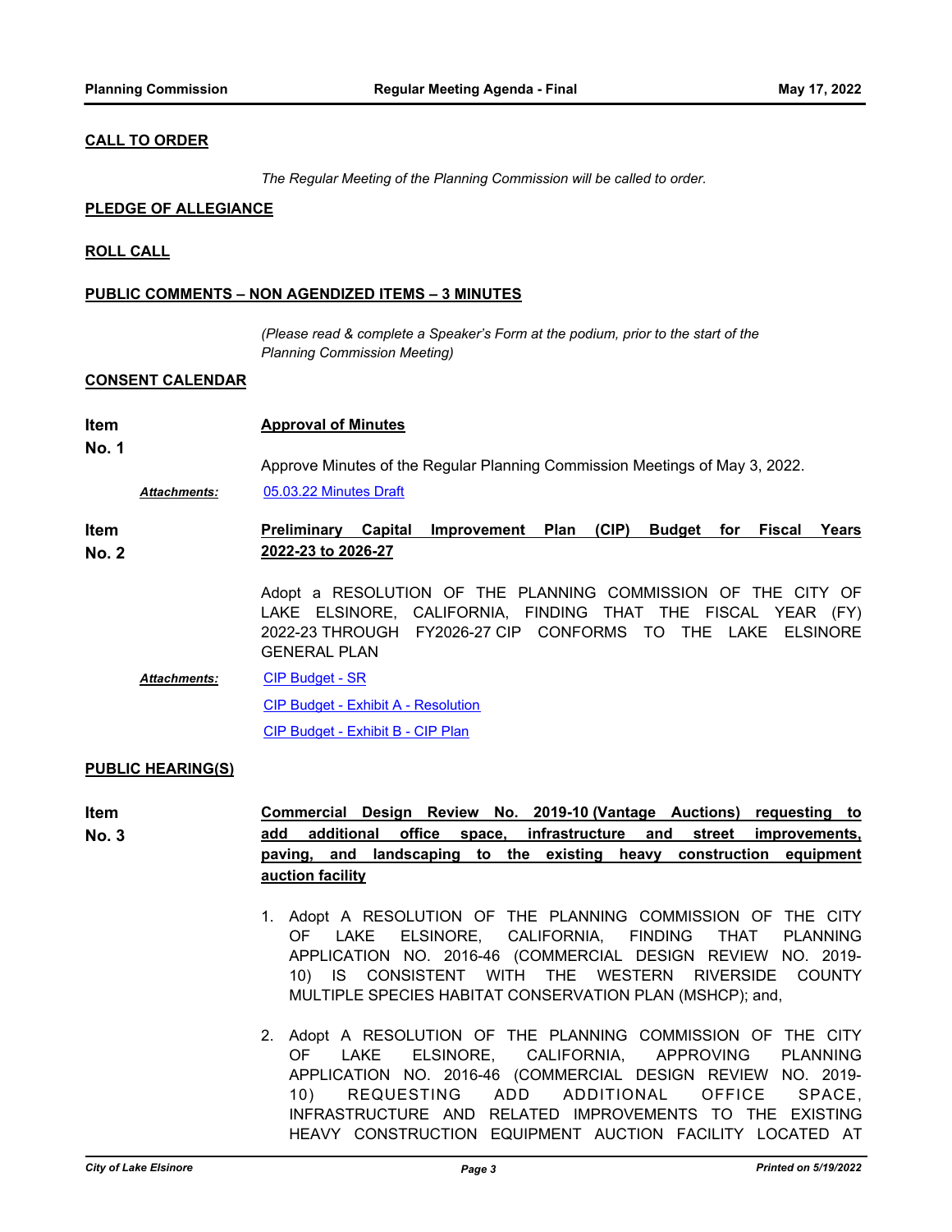**CALL TO ORDER**

*The Regular Meeting of the Planning Commission will be called to order.*

**PLEDGE OF ALLEGIANCE**

**ROLL CALL**

**PUBLIC COMMENTS – NON AGENDIZED ITEMS – 3 MINUTES**

*(Please read & complete a Speaker's Form at the podium, prior to the start of the Planning Commission Meeting)*

**CONSENT CALENDAR**

**Item No. 1** **Approval of Minutes**

Approve Minutes of the Regular Planning Commission Meetings of May 3, 2022.

***Attachments:*** 05.03.22 Minutes Draft

**Item No. 2** **Preliminary Capital Improvement Plan (CIP) Budget for Fiscal Years 2022-23 to 2026-27**

Adopt a RESOLUTION OF THE PLANNING COMMISSION OF THE CITY OF LAKE ELSINORE, CALIFORNIA, FINDING THAT THE FISCAL YEAR (FY) 2022-23 THROUGH FY2026-27 CIP CONFORMS TO THE LAKE ELSINORE GENERAL PLAN

***Attachments:*** CIP Budget - SR

CIP Budget - Exhibit A - Resolution

CIP Budget - Exhibit B - CIP Plan

**PUBLIC HEARING(S)**

**Item No. 3** **Commercial Design Review No. 2019-10 (Vantage Auctions) requesting to add additional office space, infrastructure and street improvements, paving, and landscaping to the existing heavy construction equipment auction facility**

1. Adopt A RESOLUTION OF THE PLANNING COMMISSION OF THE CITY OF LAKE ELSINORE, CALIFORNIA, FINDING THAT PLANNING APPLICATION NO. 2016-46 (COMMERCIAL DESIGN REVIEW NO. 2019-10) IS CONSISTENT WITH THE WESTERN RIVERSIDE COUNTY MULTIPLE SPECIES HABITAT CONSERVATION PLAN (MSHCP); and,

2. Adopt A RESOLUTION OF THE PLANNING COMMISSION OF THE CITY OF LAKE ELSINORE, CALIFORNIA, APPROVING PLANNING APPLICATION NO. 2016-46 (COMMERCIAL DESIGN REVIEW NO. 2019-10) REQUESTING ADD ADDITIONAL OFFICE SPACE, INFRASTRUCTURE AND RELATED IMPROVEMENTS TO THE EXISTING HEAVY CONSTRUCTION EQUIPMENT AUCTION FACILITY LOCATED AT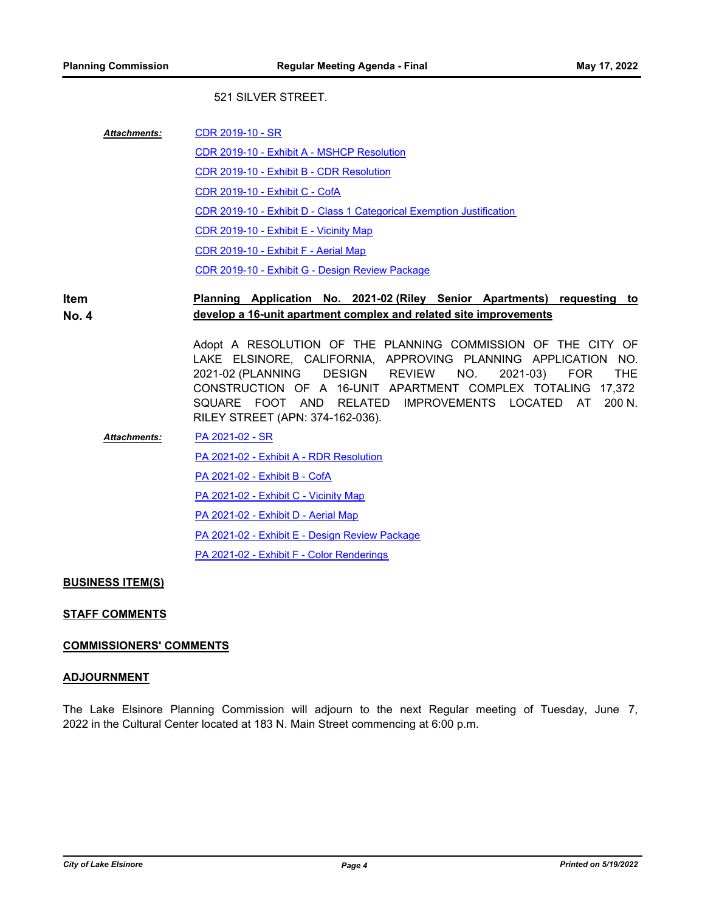521 SILVER STREET.

***Attachments:***

- CDR 2019-10 - SR
- CDR 2019-10 - Exhibit A - MSHCP Resolution
- CDR 2019-10 - Exhibit B - CDR Resolution
- CDR 2019-10 - Exhibit C - CofA
- CDR 2019-10 - Exhibit D - Class 1 Categorical Exemption Justification
- CDR 2019-10 - Exhibit E - Vicinity Map
- CDR 2019-10 - Exhibit F - Aerial Map
- CDR 2019-10 - Exhibit G - Design Review Package

**Item No. 4** **Planning Application No. 2021-02 (Riley Senior Apartments) requesting to develop a 16-unit apartment complex and related site improvements**

Adopt A RESOLUTION OF THE PLANNING COMMISSION OF THE CITY OF LAKE ELSINORE, CALIFORNIA, APPROVING PLANNING APPLICATION NO. 2021-02 (PLANNING DESIGN REVIEW NO. 2021-03) FOR THE CONSTRUCTION OF A 16-UNIT APARTMENT COMPLEX TOTALING 17,372 SQUARE FOOT AND RELATED IMPROVEMENTS LOCATED AT 200 N. RILEY STREET (APN: 374-162-036).

***Attachments:***

- PA 2021-02 - SR
- PA 2021-02 - Exhibit A - RDR Resolution
- PA 2021-02 - Exhibit B - CofA
- PA 2021-02 - Exhibit C - Vicinity Map
- PA 2021-02 - Exhibit D - Aerial Map
- PA 2021-02 - Exhibit E - Design Review Package
- PA 2021-02 - Exhibit F - Color Renderings

## BUSINESS ITEM(S)

## STAFF COMMENTS

## COMMISSIONERS' COMMENTS

## ADJOURNMENT

The Lake Elsinore Planning Commission will adjourn to the next Regular meeting of Tuesday, June 7, 2022 in the Cultural Center located at 183 N. Main Street commencing at 6:00 p.m.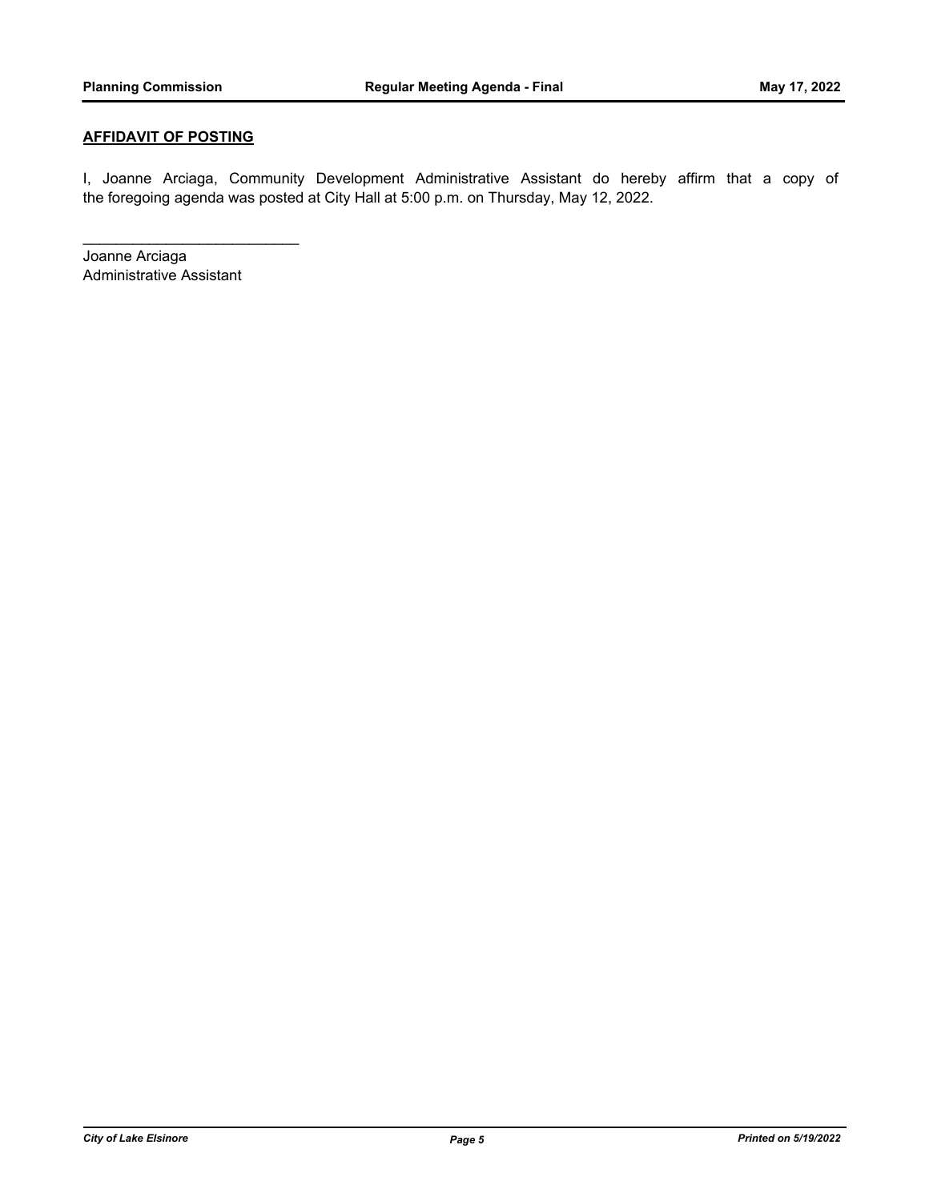**AFFIDAVIT OF POSTING**

I, Joanne Arciaga, Community Development Administrative Assistant do hereby affirm that a copy of the foregoing agenda was posted at City Hall at 5:00 p.m. on Thursday, May 12, 2022.

___________________________

Joanne Arciaga
Administrative Assistant